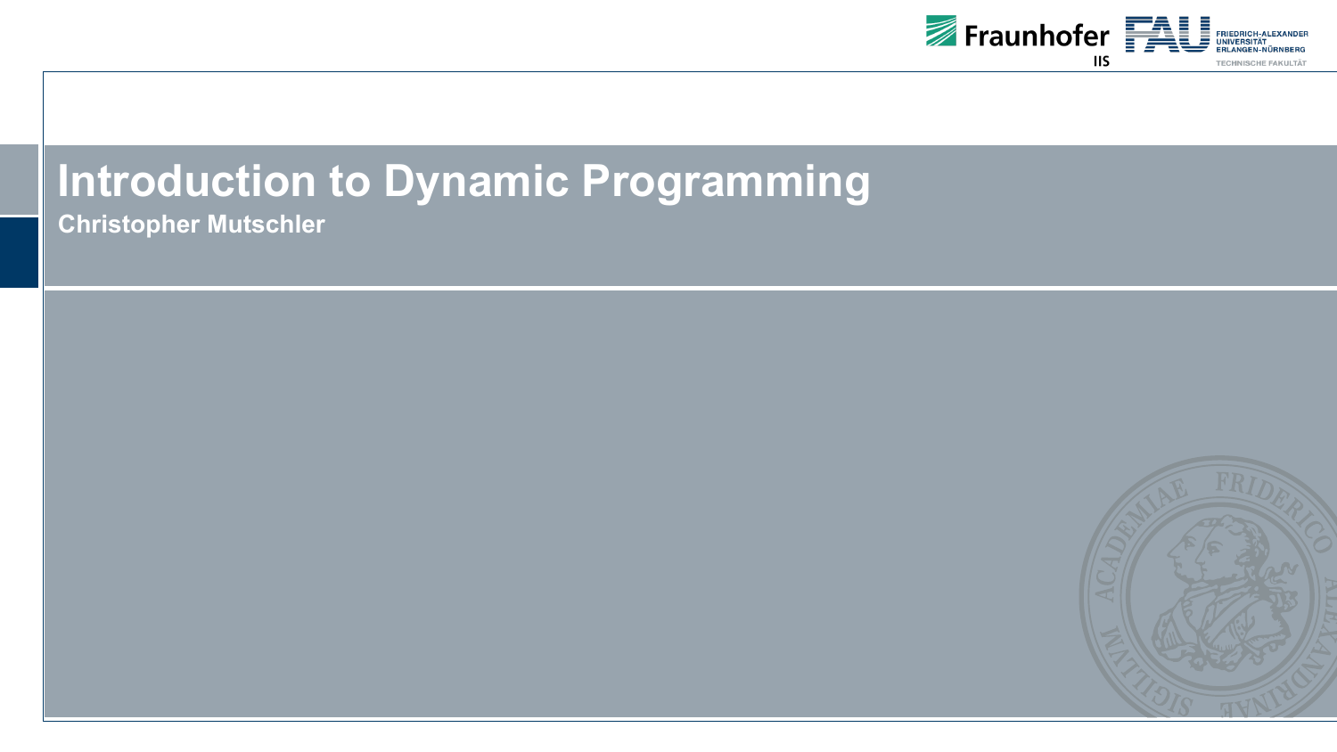# Introduction to Dynamic Programming

**Christopher Mutschler**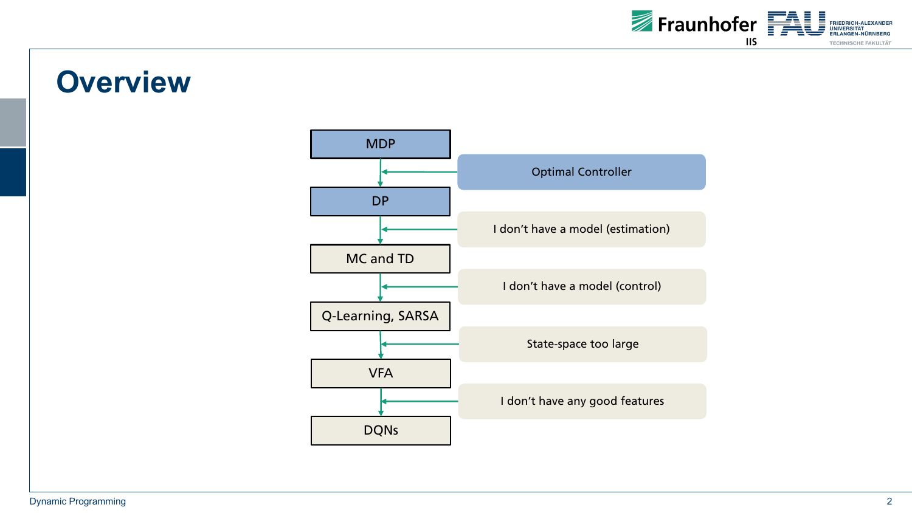# Overview

- MDP
  - ← Optimal Controller
- DP
  - ← I don't have a model (estimation)
- MC and TD
  - ← I don't have a model (control)
- Q-Learning, SARSA
  - ← State-space too large
- VFA
  - ← I don't have any good features
- DQNs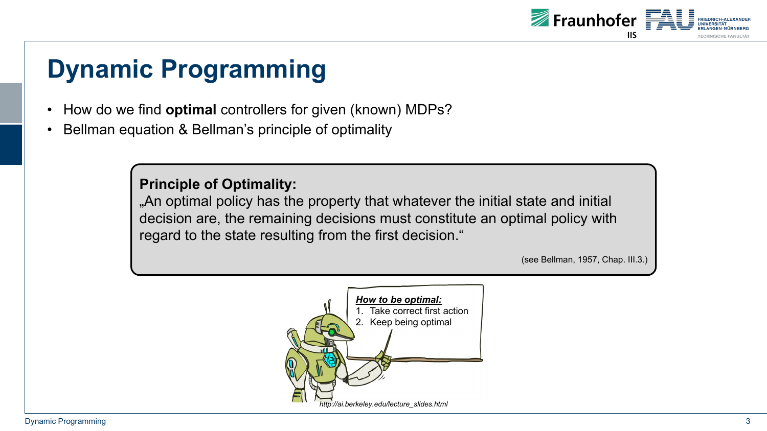# Dynamic Programming

- How do we find **optimal** controllers for given (known) MDPs?
- Bellman equation & Bellman's principle of optimality

> **Principle of Optimality:**
> „An optimal policy has the property that whatever the initial state and initial decision are, the remaining decisions must constitute an optimal policy with regard to the state resulting from the first decision."
>
> (see Bellman, 1957, Chap. III.3.)

***How to be optimal:***
1. Take correct first action
2. Keep being optimal

*http://ai.berkeley.edu/lecture_slides.html*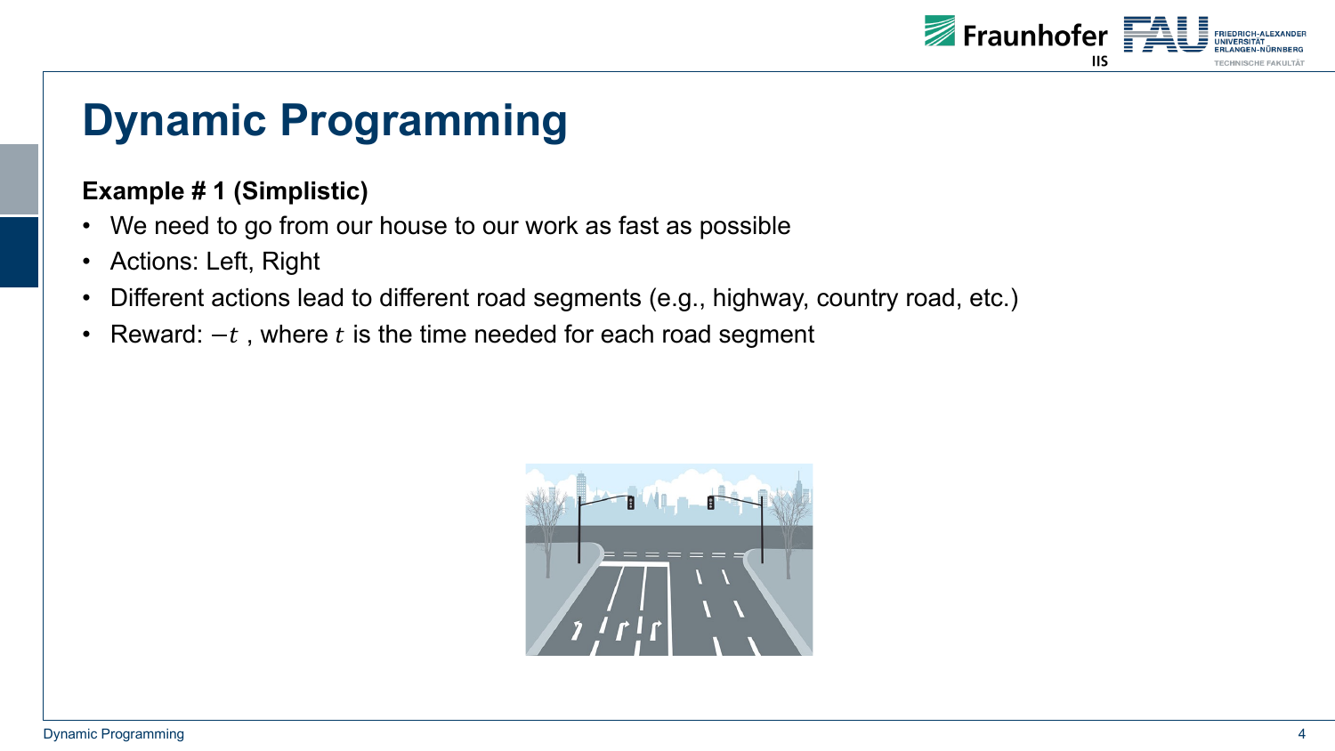# Dynamic Programming

**Example # 1 (Simplistic)**

- We need to go from our house to our work as fast as possible
- Actions: Left, Right
- Different actions lead to different road segments (e.g., highway, country road, etc.)
- Reward: $-t$ , where $t$ is the time needed for each road segment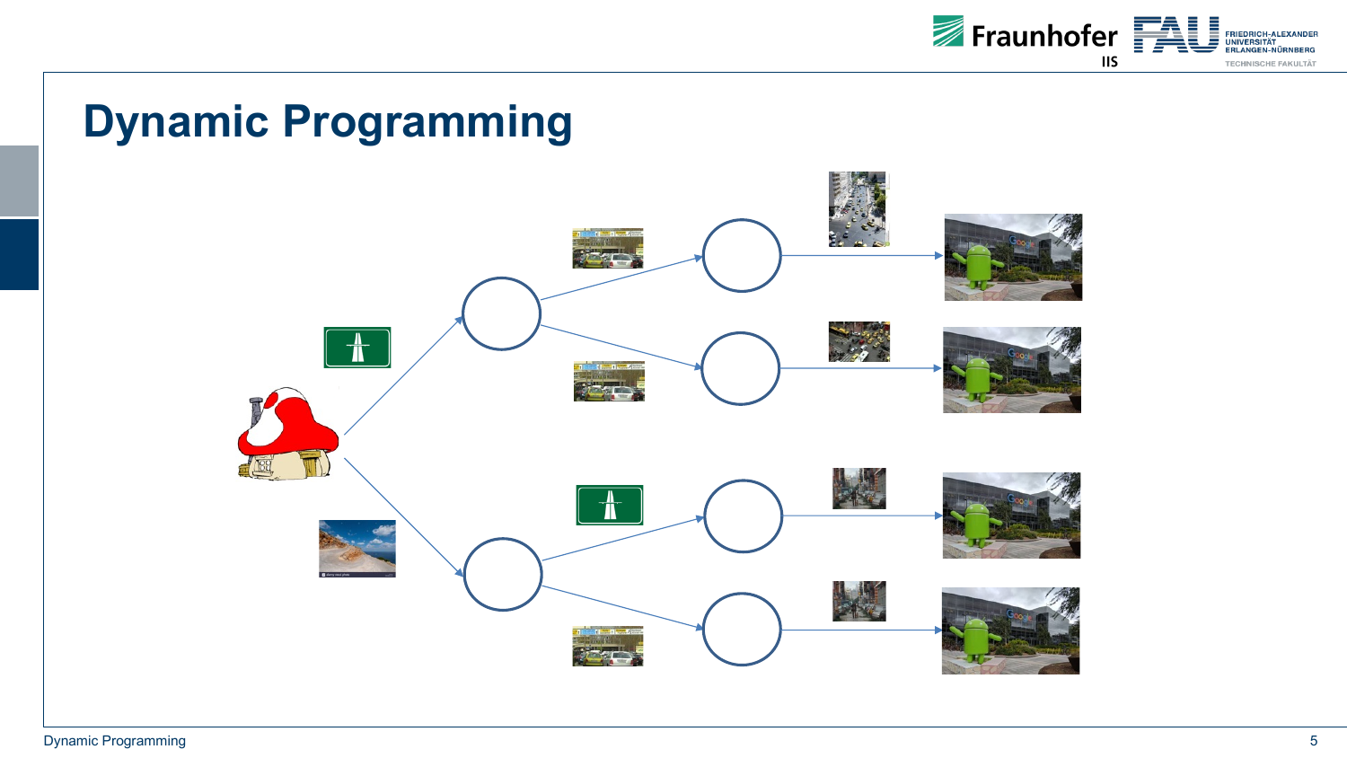# Dynamic Programming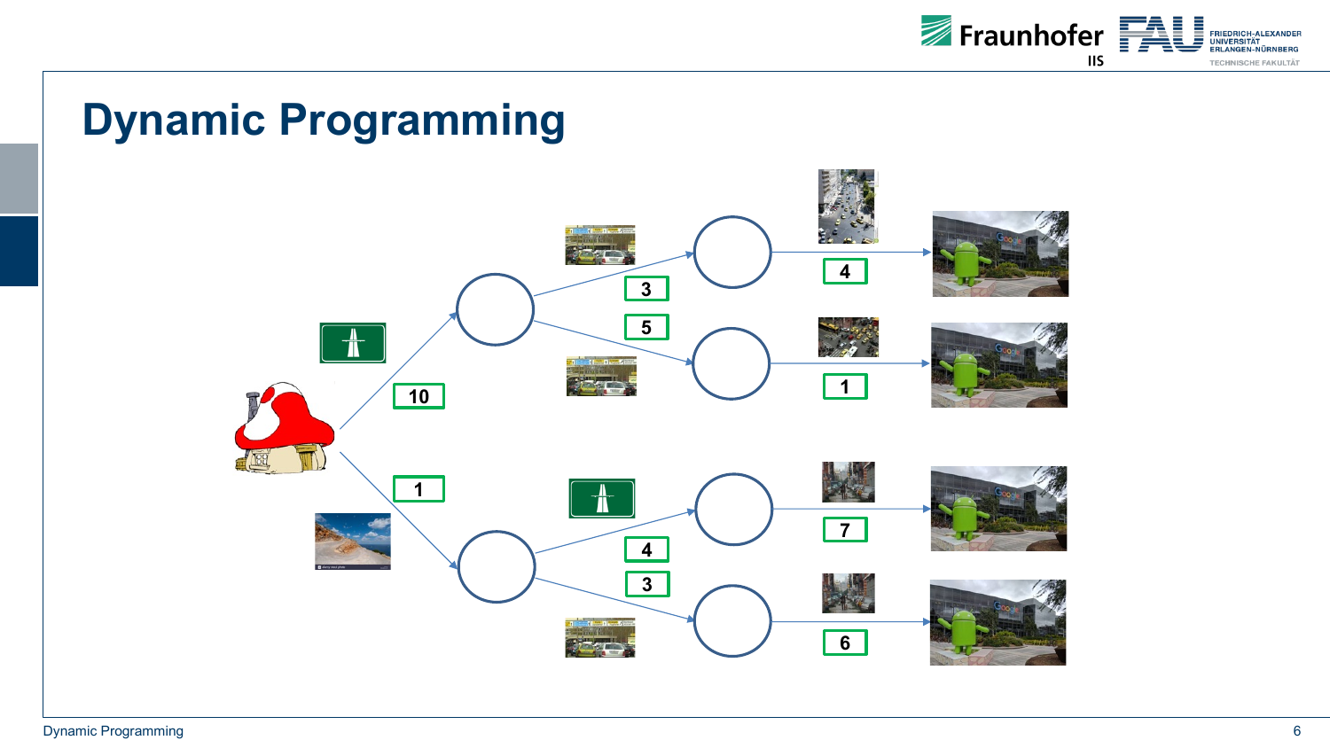# Dynamic Programming

10

1

3

5

4

3

4

1

7

6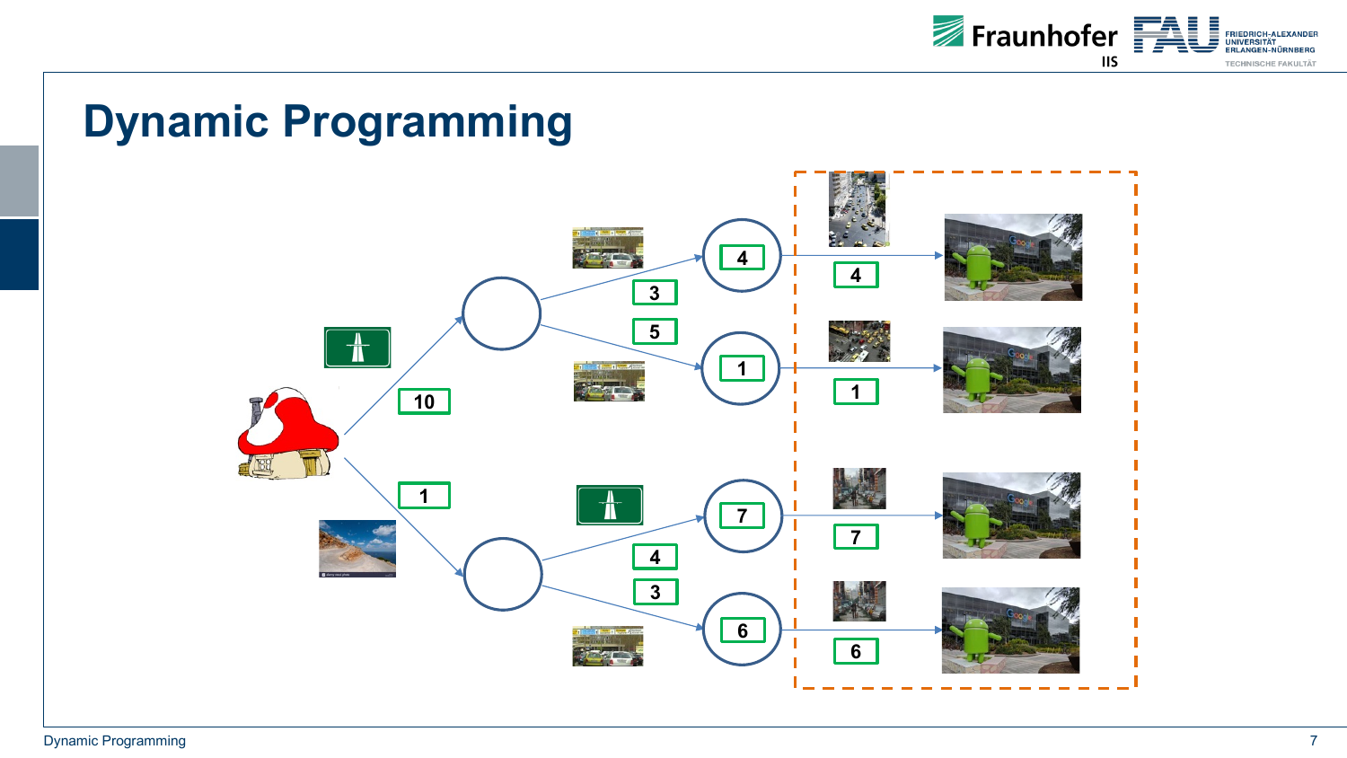# Dynamic Programming

10

1

3

5

4

3

4

1

7

6

4

1

7

6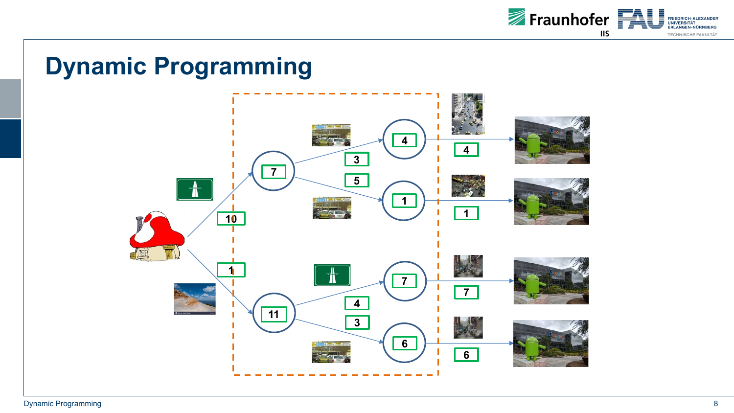# Dynamic Programming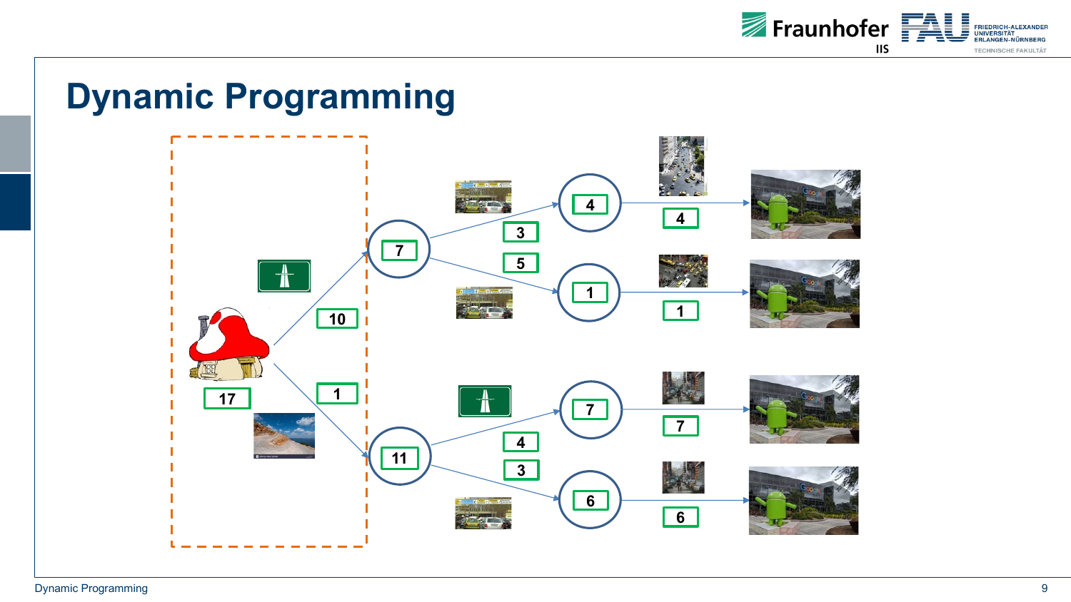# Dynamic Programming

17

10

1

7

11

3

5

4

3

4

1

7

6

4

1

7

6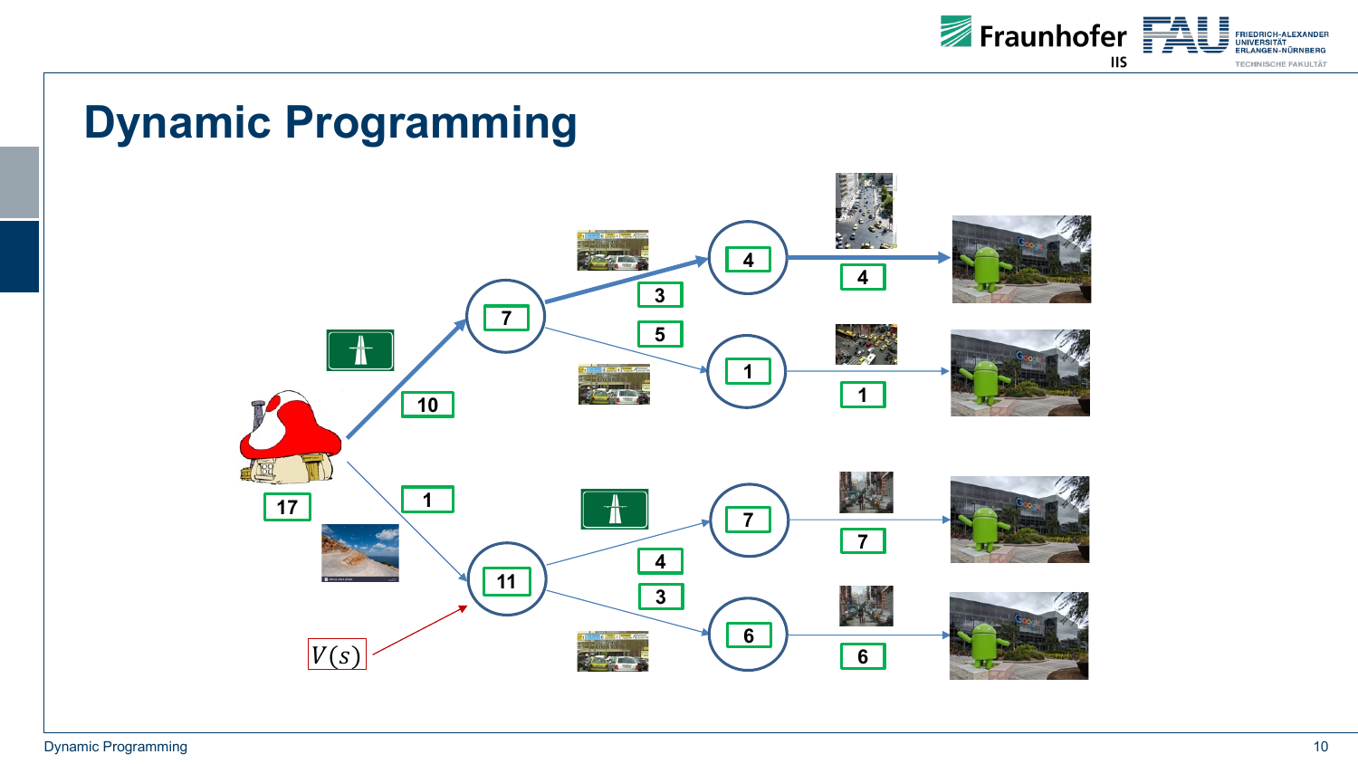# Dynamic Programming

17

10

1

7

11

3

5

4

3

4

1

7

6

4

1

7

6

$V(s)$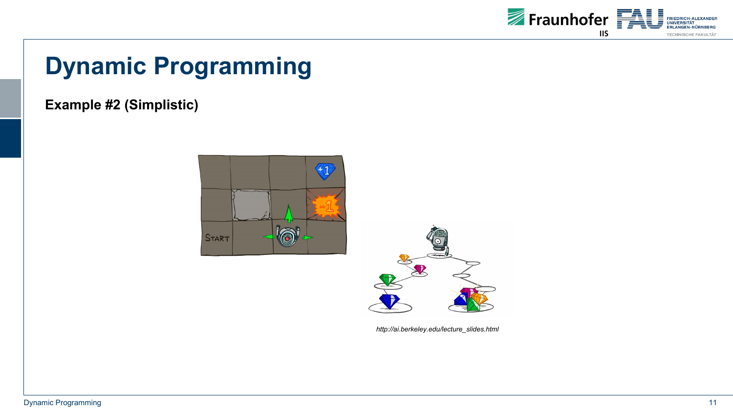# Dynamic Programming

**Example #2 (Simplistic)**

*http://ai.berkeley.edu/lecture_slides.html*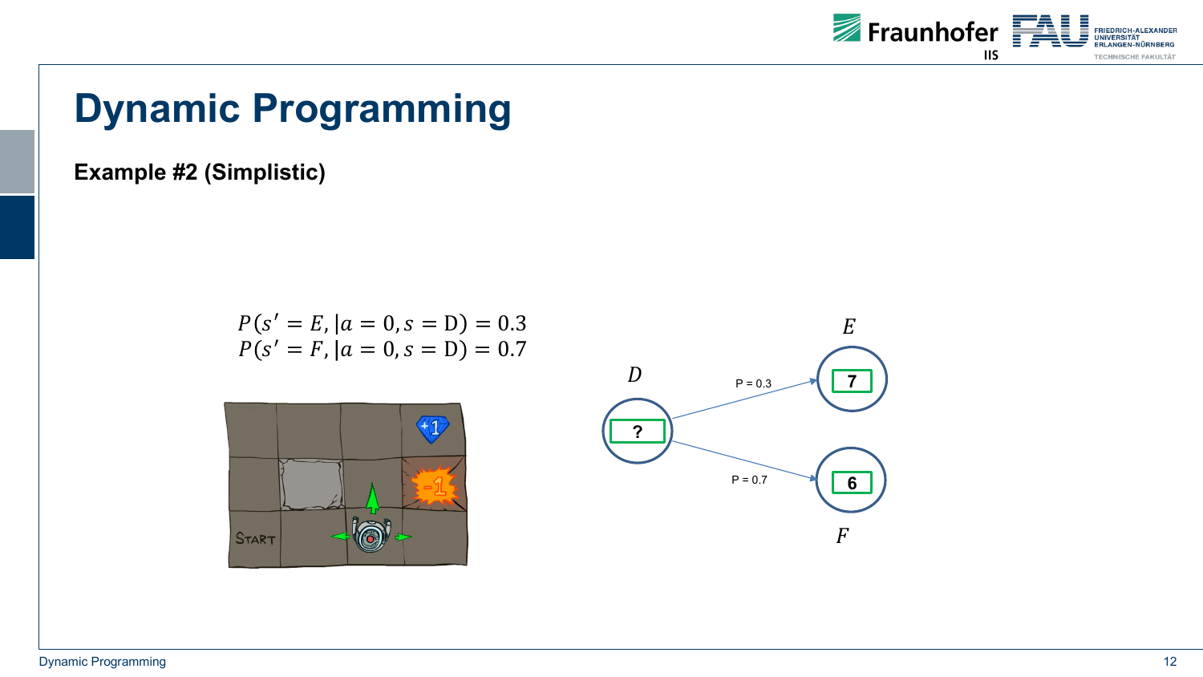# Dynamic Programming

**Example #2 (Simplistic)**

$$P(s' = E, | a = 0, s = \mathrm{D}) = 0.3$$
$$P(s' = F, | a = 0, s = \mathrm{D}) = 0.7$$

$D$

?

P = 0.3

$E$

7

P = 0.7

$F$

6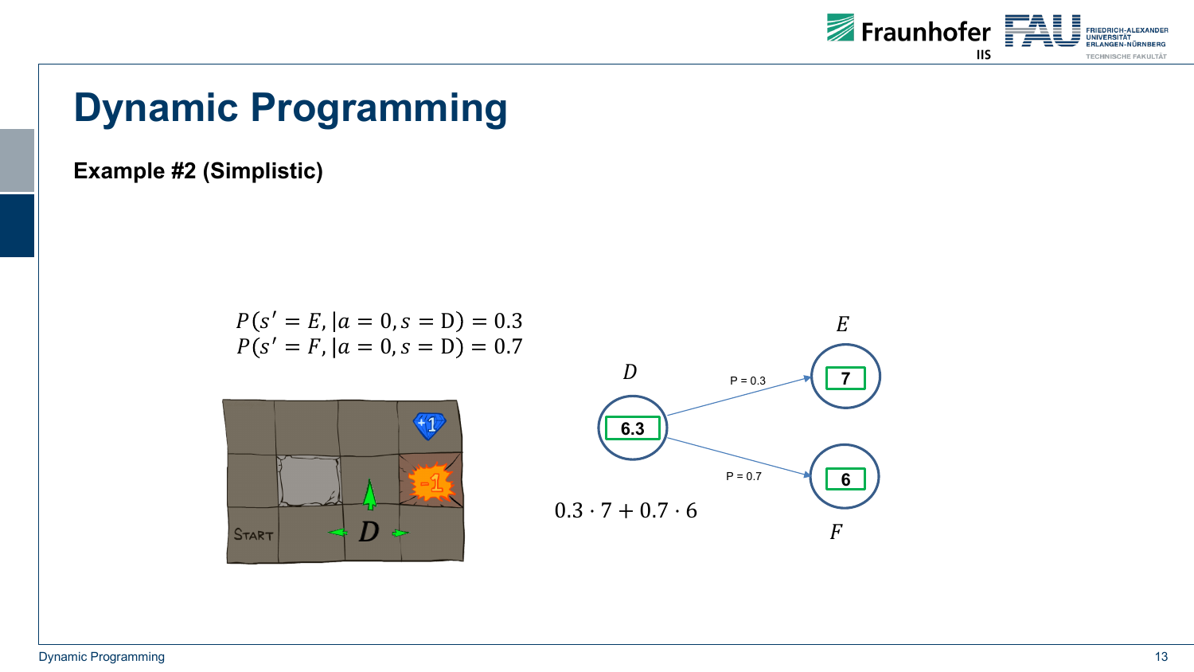# Dynamic Programming

**Example #2 (Simplistic)**

$$P(s' = E, |a = 0, s = \text{D}) = 0.3$$
$$P(s' = F, |a = 0, s = \text{D}) = 0.7$$

$$0.3 \cdot 7 + 0.7 \cdot 6$$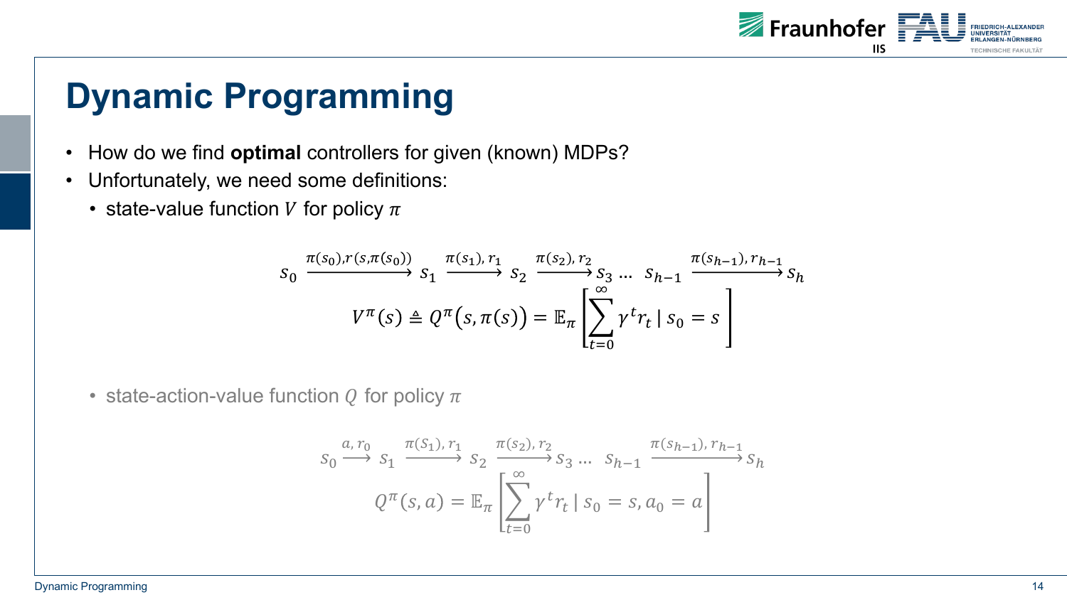# Dynamic Programming

- How do we find **optimal** controllers for given (known) MDPs?
- Unfortunately, we need some definitions:
  - state-value function $V$ for policy $\pi$

$$s_0 \xrightarrow{\pi(s_0), r(s,\pi(s_0))} s_1 \xrightarrow{\pi(s_1),\, r_1} s_2 \xrightarrow{\pi(s_2),\, r_2} s_3 \ldots \; s_{h-1} \xrightarrow{\pi(s_{h-1}),\, r_{h-1}} s_h$$

$$V^{\pi}(s) \triangleq Q^{\pi}\big(s, \pi(s)\big) = \mathbb{E}_{\pi}\left[\sum_{t=0}^{\infty} \gamma^t r_t \mid s_0 = s\right]$$

  - state-action-value function $Q$ for policy $\pi$

$$s_0 \xrightarrow{a,\, r_0} s_1 \xrightarrow{\pi(S_1),\, r_1} s_2 \xrightarrow{\pi(s_2),\, r_2} s_3 \ldots \; s_{h-1} \xrightarrow{\pi(s_{h-1}),\, r_{h-1}} s_h$$

$$Q^{\pi}(s, a) = \mathbb{E}_{\pi}\left[\sum_{t=0}^{\infty} \gamma^t r_t \mid s_0 = s, a_0 = a\right]$$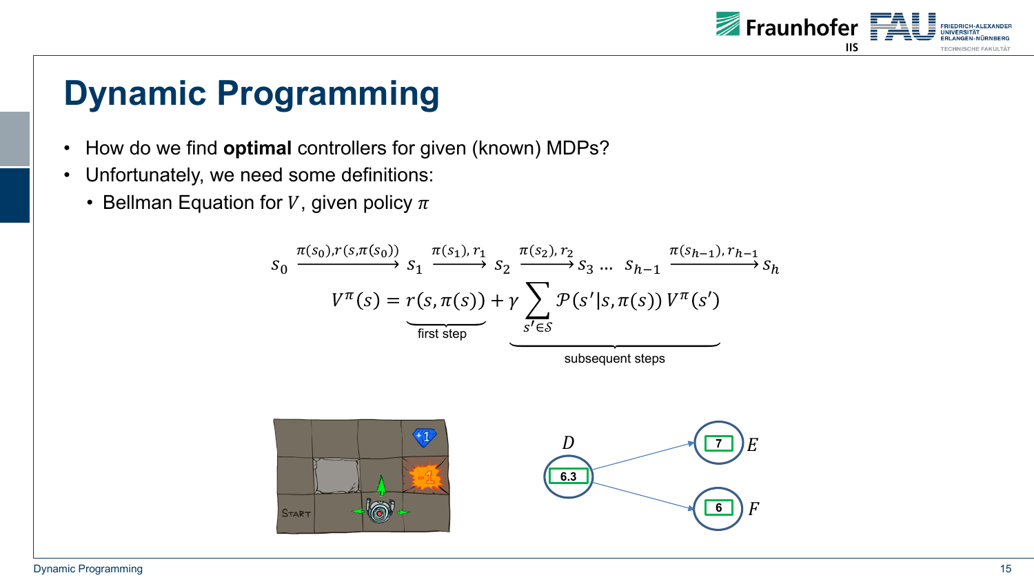# Dynamic Programming

- How do we find **optimal** controllers for given (known) MDPs?
- Unfortunately, we need some definitions:
  - Bellman Equation for $V$, given policy $\pi$

$$s_0 \xrightarrow{\pi(s_0), r(s, \pi(s_0))} s_1 \xrightarrow{\pi(s_1), r_1} s_2 \xrightarrow{\pi(s_2), r_2} s_3 \ldots\ s_{h-1} \xrightarrow{\pi(s_{h-1}), r_{h-1}} s_h$$

$$V^\pi(s) = \underbrace{r(s, \pi(s))}_{\text{first step}} + \underbrace{\gamma \sum_{s' \in \mathcal{S}} \mathcal{P}(s'|s, \pi(s))\, V^\pi(s')}_{\text{subsequent steps}}$$

D: 6.3 → E: 7, F: 6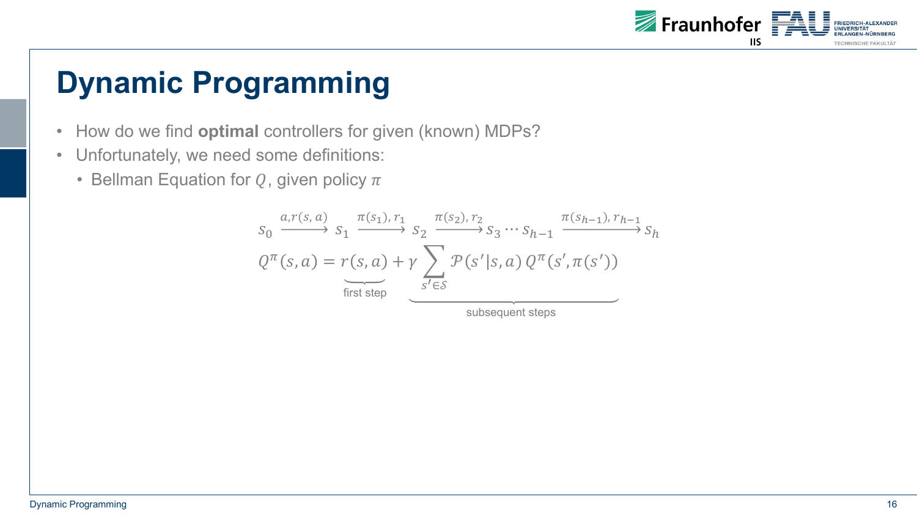# Dynamic Programming

- How do we find **optimal** controllers for given (known) MDPs?
- Unfortunately, we need some definitions:
  - Bellman Equation for $Q$, given policy $\pi$

$$s_0 \xrightarrow{a, r(s,a)} s_1 \xrightarrow{\pi(s_1), r_1} s_2 \xrightarrow{\pi(s_2), r_2} s_3 \cdots s_{h-1} \xrightarrow{\pi(s_{h-1}), r_{h-1}} s_h$$

$$Q^\pi(s,a) = \underbrace{r(s,a)}_{\text{first step}} + \underbrace{\gamma \sum_{s' \in \mathcal{S}} \mathcal{P}(s'|s,a)\, Q^\pi(s', \pi(s'))}_{\text{subsequent steps}}$$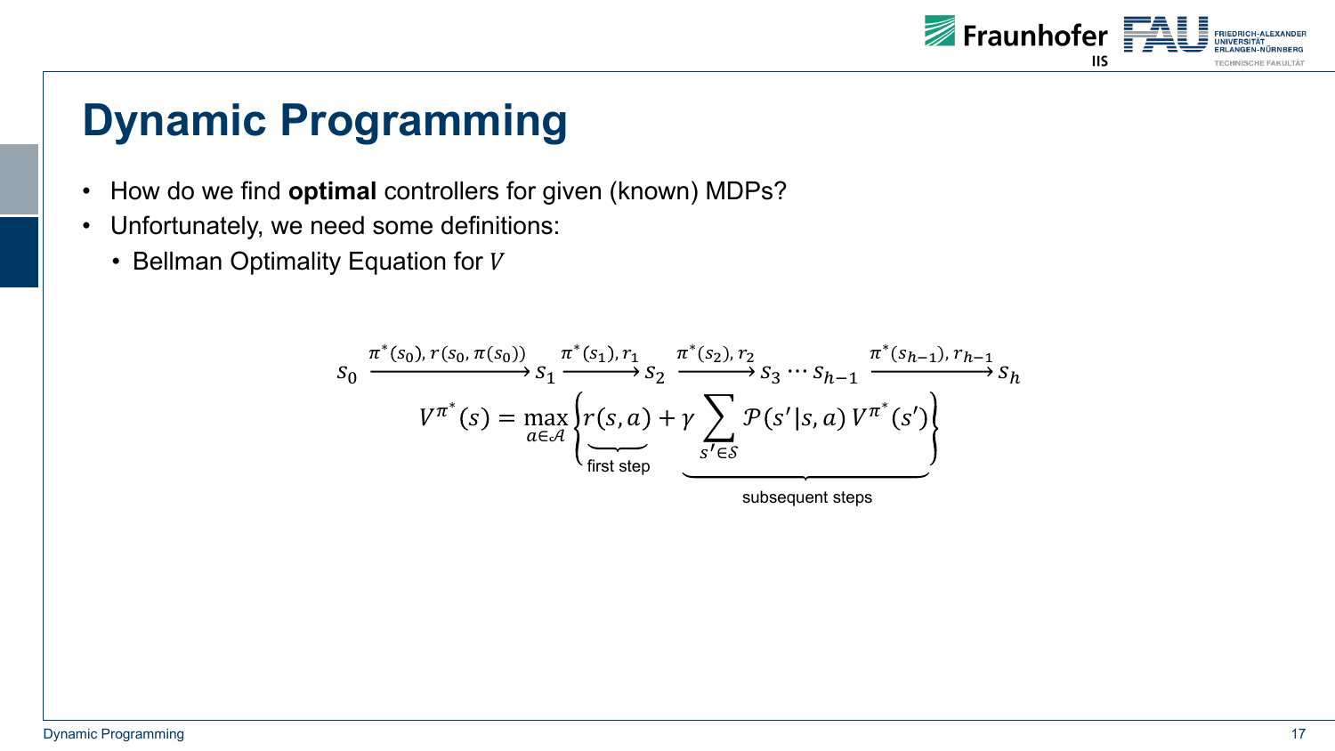# Dynamic Programming

- How do we find **optimal** controllers for given (known) MDPs?
- Unfortunately, we need some definitions:
  - Bellman Optimality Equation for $V$

$$s_0 \xrightarrow{\pi^*(s_0),\, r(s_0, \pi(s_0))} s_1 \xrightarrow{\pi^*(s_1),\, r_1} s_2 \xrightarrow{\pi^*(s_2),\, r_2} s_3 \cdots s_{h-1} \xrightarrow{\pi^*(s_{h-1}),\, r_{h-1}} s_h$$

$$V^{\pi^*}(s) = \max_{a \in \mathcal{A}} \left\{ \underbrace{r(s,a)}_{\text{first step}} + \underbrace{\gamma \sum_{s' \in \mathcal{S}} \mathcal{P}(s'|s,a)\, V^{\pi^*}(s')}_{\text{subsequent steps}} \right\}$$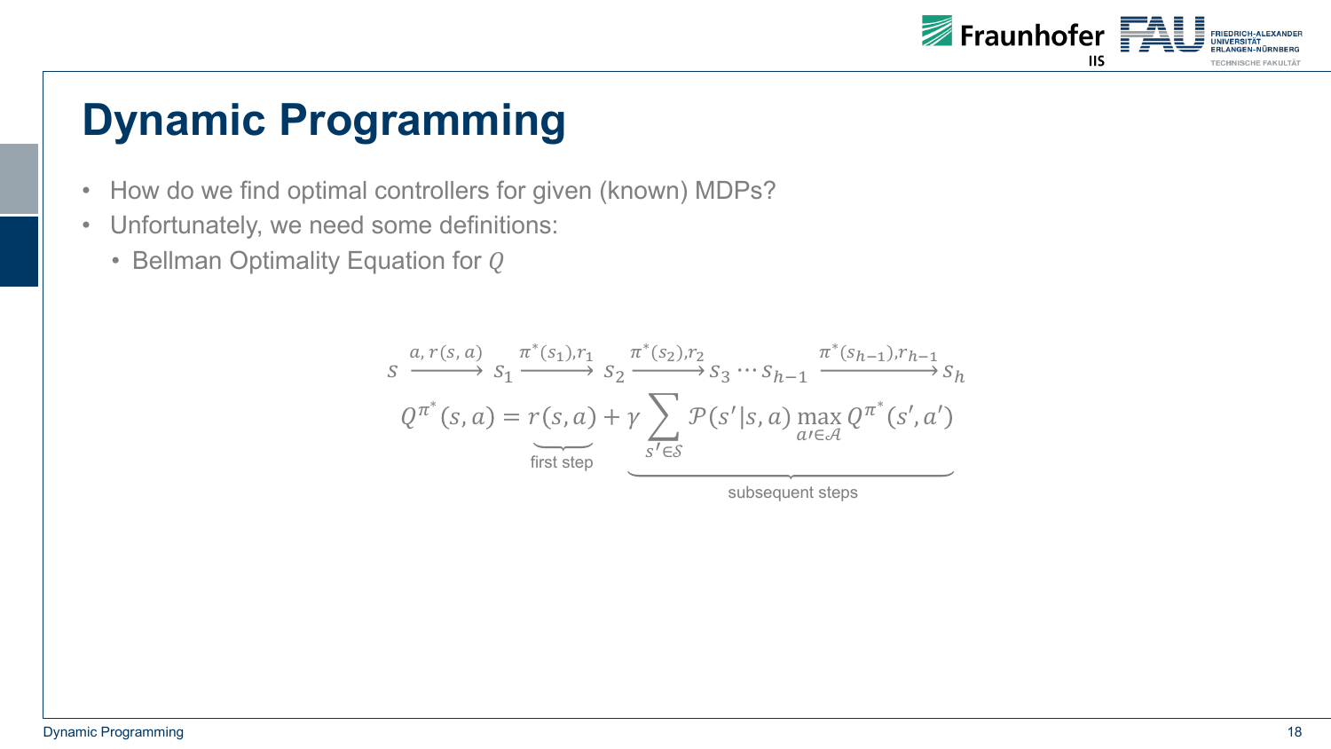# Dynamic Programming

- How do we find optimal controllers for given (known) MDPs?
- Unfortunately, we need some definitions:
  - Bellman Optimality Equation for $Q$

$$s \xrightarrow{a,\, r(s,a)} s_1 \xrightarrow{\pi^*(s_1), r_1} s_2 \xrightarrow{\pi^*(s_2), r_2} s_3 \cdots s_{h-1} \xrightarrow{\pi^*(s_{h-1}), r_{h-1}} s_h$$

$$Q^{\pi^*}(s,a) = \underbrace{r(s,a)}_{\text{first step}} + \underbrace{\gamma \sum_{s' \in \mathcal{S}} \mathcal{P}(s'|s,a) \max_{a' \in \mathcal{A}} Q^{\pi^*}(s',a')}_{\text{subsequent steps}}$$